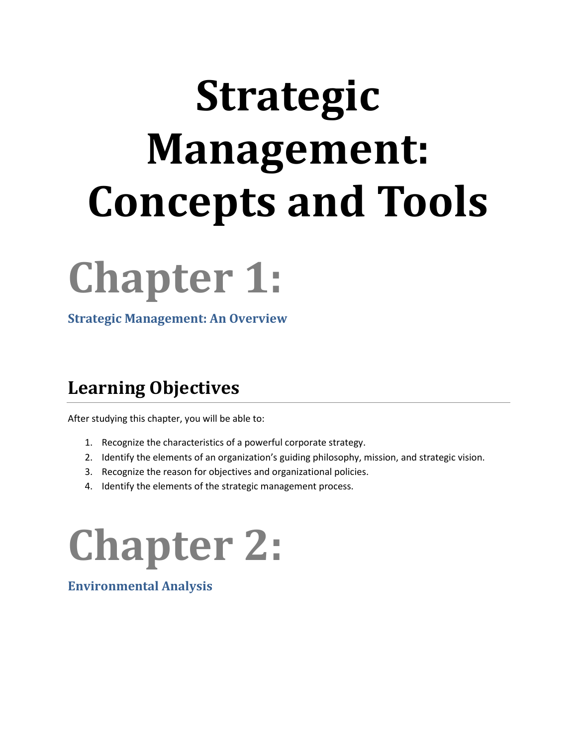# Strategic Management: Concepts and Tools

# Chapter 1:

### Strategic Management: An Overview

## Learning Objectives

After studying this chapter, you will be able to:

1. Recognize the characteristics of a powerful corporate strategy.
2. Identify the elements of an organization's guiding philosophy, mission, and strategic vision.
3. Recognize the reason for objectives and organizational policies.
4. Identify the elements of the strategic management process.

# Chapter 2:

### Environmental Analysis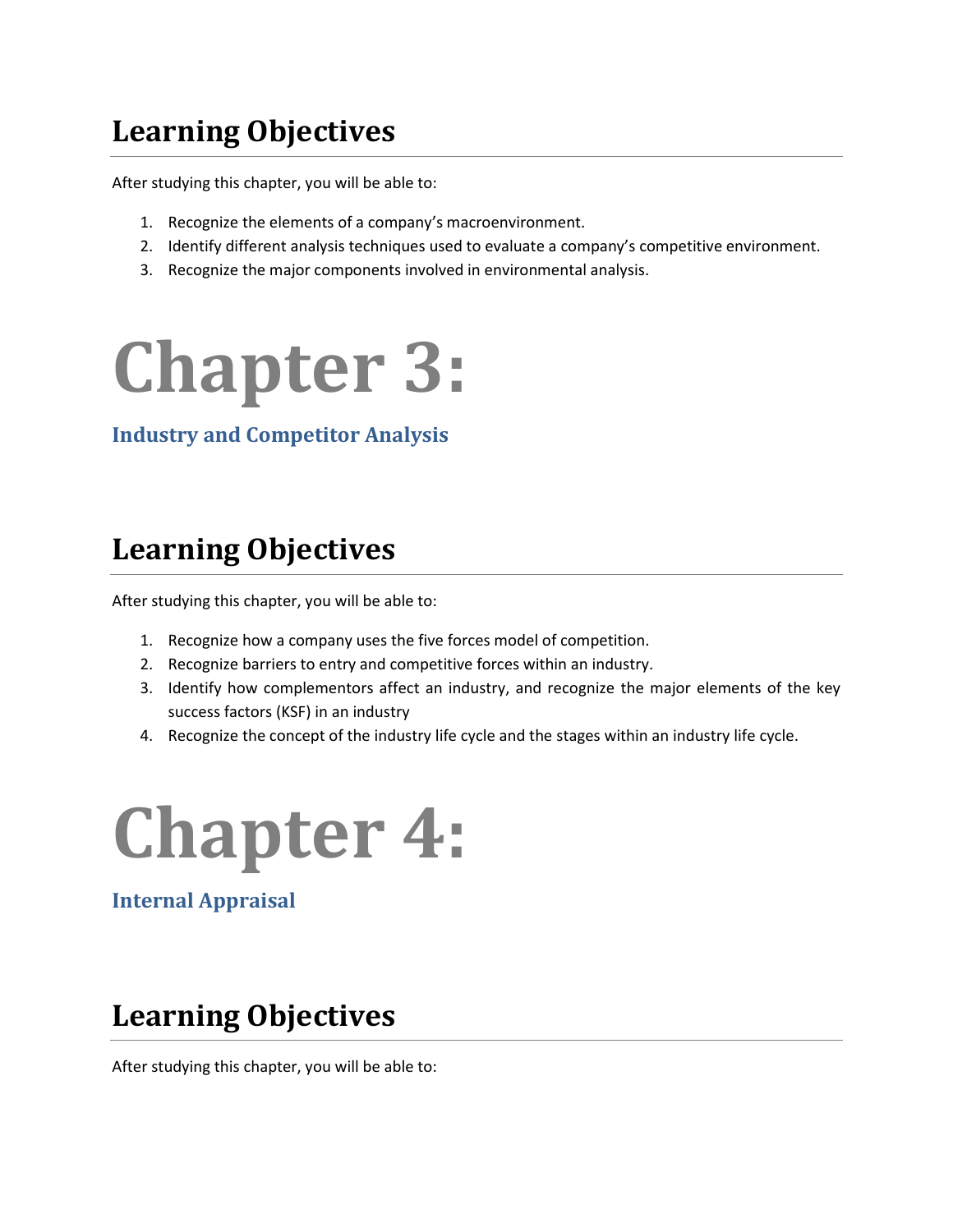## Learning Objectives

After studying this chapter, you will be able to:

1. Recognize the elements of a company's macroenvironment.
2. Identify different analysis techniques used to evaluate a company's competitive environment.
3. Recognize the major components involved in environmental analysis.

# Chapter 3:

### Industry and Competitor Analysis

## Learning Objectives

After studying this chapter, you will be able to:

1. Recognize how a company uses the five forces model of competition.
2. Recognize barriers to entry and competitive forces within an industry.
3. Identify how complementors affect an industry, and recognize the major elements of the key success factors (KSF) in an industry
4. Recognize the concept of the industry life cycle and the stages within an industry life cycle.

# Chapter 4:

### Internal Appraisal

## Learning Objectives

After studying this chapter, you will be able to: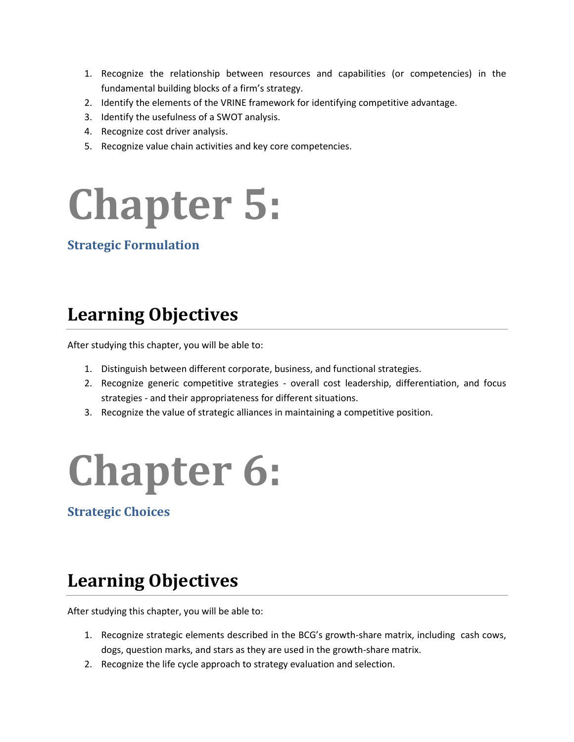1. Recognize the relationship between resources and capabilities (or competencies) in the fundamental building blocks of a firm's strategy.
2. Identify the elements of the VRINE framework for identifying competitive advantage.
3. Identify the usefulness of a SWOT analysis.
4. Recognize cost driver analysis.
5. Recognize value chain activities and key core competencies.

# Chapter 5:

### Strategic Formulation

## Learning Objectives

After studying this chapter, you will be able to:

1. Distinguish between different corporate, business, and functional strategies.
2. Recognize generic competitive strategies - overall cost leadership, differentiation, and focus strategies - and their appropriateness for different situations.
3. Recognize the value of strategic alliances in maintaining a competitive position.

# Chapter 6:

### Strategic Choices

## Learning Objectives

After studying this chapter, you will be able to:

1. Recognize strategic elements described in the BCG's growth-share matrix, including cash cows, dogs, question marks, and stars as they are used in the growth-share matrix.
2. Recognize the life cycle approach to strategy evaluation and selection.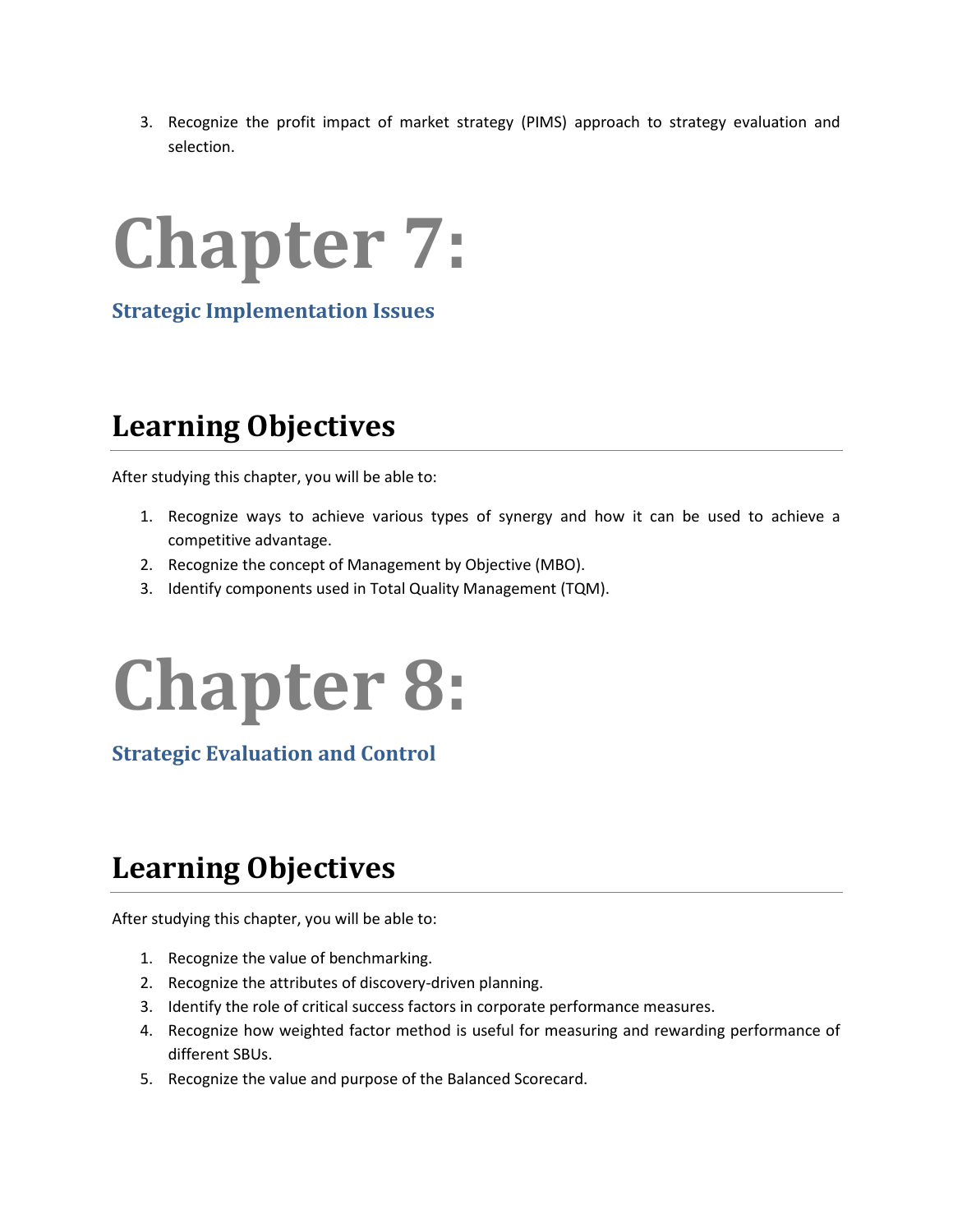3. Recognize the profit impact of market strategy (PIMS) approach to strategy evaluation and selection.

# Chapter 7:

### Strategic Implementation Issues

## Learning Objectives

After studying this chapter, you will be able to:

1. Recognize ways to achieve various types of synergy and how it can be used to achieve a competitive advantage.
2. Recognize the concept of Management by Objective (MBO).
3. Identify components used in Total Quality Management (TQM).

# Chapter 8:

### Strategic Evaluation and Control

## Learning Objectives

After studying this chapter, you will be able to:

1. Recognize the value of benchmarking.
2. Recognize the attributes of discovery-driven planning.
3. Identify the role of critical success factors in corporate performance measures.
4. Recognize how weighted factor method is useful for measuring and rewarding performance of different SBUs.
5. Recognize the value and purpose of the Balanced Scorecard.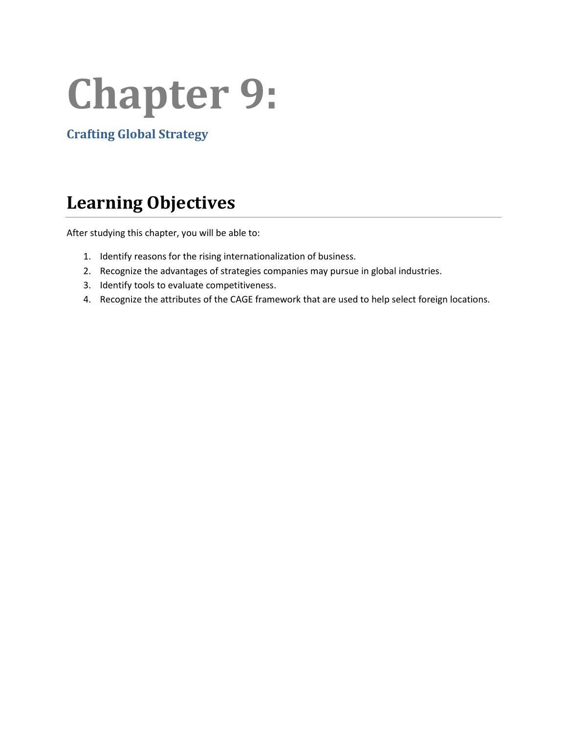# Chapter 9:

### Crafting Global Strategy

## Learning Objectives

After studying this chapter, you will be able to:

1. Identify reasons for the rising internationalization of business.
2. Recognize the advantages of strategies companies may pursue in global industries.
3. Identify tools to evaluate competitiveness.
4. Recognize the attributes of the CAGE framework that are used to help select foreign locations.